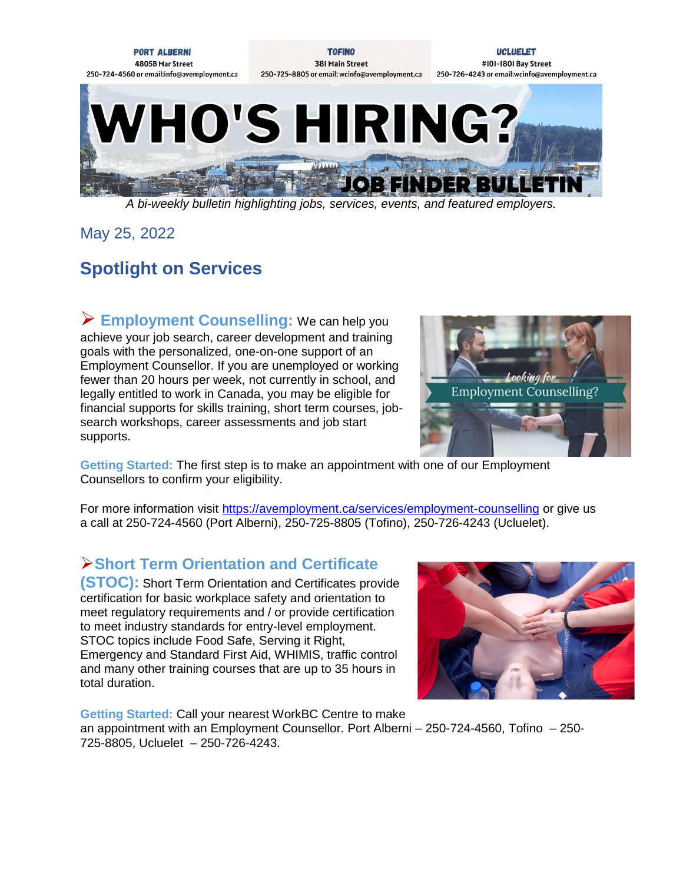**PORT ALBERNI**
4805B Mar Street
250-724-4560 or email:info@avemployment.ca

**TOFINO**
381 Main Street
250-725-8805 or email: wcinfo@avemployment.ca

**UCLUELET**
#101-1801 Bay Street
250-726-4243 or email:wcinfo@avemployment.ca

# WHO'S HIRING?

## JOB FINDER BULLETIN

*A bi-weekly bulletin highlighting jobs, services, events, and featured employers.*

May 25, 2022

## Spotlight on Services

### ➢ Employment Counselling:

We can help you achieve your job search, career development and training goals with the personalized, one-on-one support of an Employment Counsellor. If you are unemployed or working fewer than 20 hours per week, not currently in school, and legally entitled to work in Canada, you may be eligible for financial supports for skills training, short term courses, job-search workshops, career assessments and job start supports.

**Getting Started:** The first step is to make an appointment with one of our Employment Counsellors to confirm your eligibility.

For more information visit https://avemployment.ca/services/employment-counselling or give us a call at 250-724-4560 (Port Alberni), 250-725-8805 (Tofino), 250-726-4243 (Ucluelet).

### ➢ Short Term Orientation and Certificate (STOC):

Short Term Orientation and Certificates provide certification for basic workplace safety and orientation to meet regulatory requirements and / or provide certification to meet industry standards for entry-level employment. STOC topics include Food Safe, Serving it Right, Emergency and Standard First Aid, WHIMIS, traffic control and many other training courses that are up to 35 hours in total duration.

**Getting Started:** Call your nearest WorkBC Centre to make an appointment with an Employment Counsellor. Port Alberni – 250-724-4560, Tofino – 250-725-8805, Ucluelet – 250-726-4243.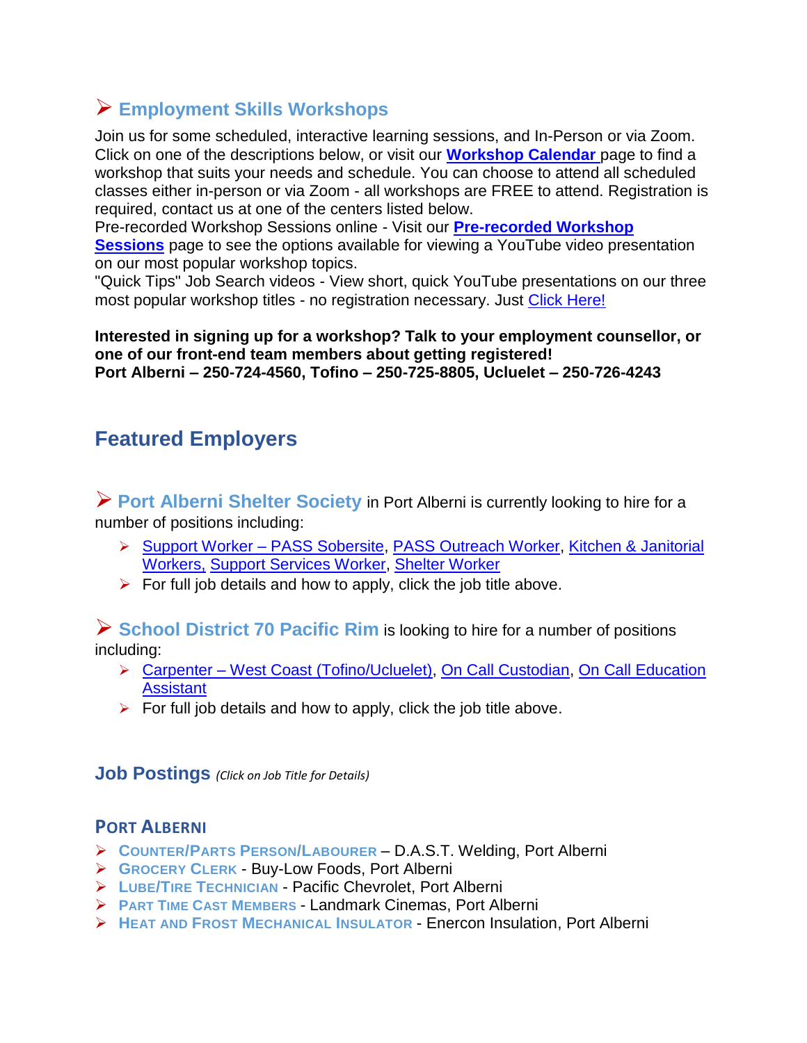## ➢ Employment Skills Workshops

Join us for some scheduled, interactive learning sessions, and In-Person or via Zoom. Click on one of the descriptions below, or visit our **Workshop Calendar** page to find a workshop that suits your needs and schedule. You can choose to attend all scheduled classes either in-person or via Zoom - all workshops are FREE to attend. Registration is required, contact us at one of the centers listed below.
Pre-recorded Workshop Sessions online - Visit our **Pre-recorded Workshop Sessions** page to see the options available for viewing a YouTube video presentation on our most popular workshop topics.
"Quick Tips" Job Search videos - View short, quick YouTube presentations on our three most popular workshop titles - no registration necessary. Just Click Here!

**Interested in signing up for a workshop? Talk to your employment counsellor, or one of our front-end team members about getting registered!**
**Port Alberni – 250-724-4560, Tofino – 250-725-8805, Ucluelet – 250-726-4243**

# Featured Employers

➢ **Port Alberni Shelter Society** in Port Alberni is currently looking to hire for a number of positions including:

- Support Worker – PASS Sobersite, PASS Outreach Worker, Kitchen & Janitorial Workers, Support Services Worker, Shelter Worker
- For full job details and how to apply, click the job title above.

➢ **School District 70 Pacific Rim** is looking to hire for a number of positions including:

- Carpenter – West Coast (Tofino/Ucluelet), On Call Custodian, On Call Education Assistant
- For full job details and how to apply, click the job title above.

## Job Postings *(Click on Job Title for Details)*

### Port Alberni

- Counter/Parts Person/Labourer – D.A.S.T. Welding, Port Alberni
- Grocery Clerk - Buy-Low Foods, Port Alberni
- Lube/Tire Technician - Pacific Chevrolet, Port Alberni
- Part Time Cast Members - Landmark Cinemas, Port Alberni
- Heat and Frost Mechanical Insulator - Enercon Insulation, Port Alberni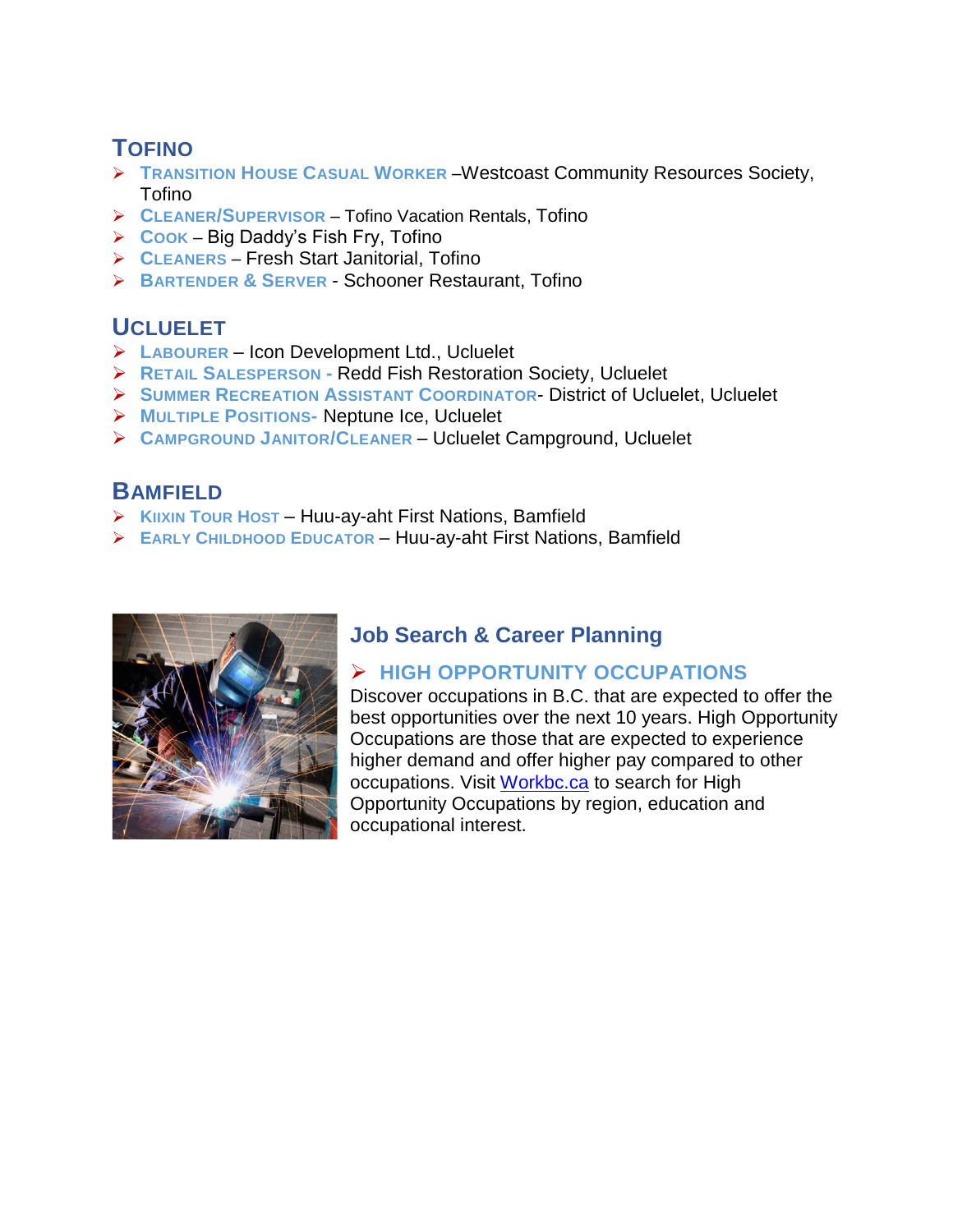## TOFINO

- **TRANSITION HOUSE CASUAL WORKER** –Westcoast Community Resources Society, Tofino
- **CLEANER/SUPERVISOR** – Tofino Vacation Rentals, Tofino
- **COOK** – Big Daddy's Fish Fry, Tofino
- **CLEANERS** – Fresh Start Janitorial, Tofino
- **BARTENDER & SERVER** - Schooner Restaurant, Tofino

## UCLUELET

- **LABOURER** – Icon Development Ltd., Ucluelet
- **RETAIL SALESPERSON** - Redd Fish Restoration Society, Ucluelet
- **SUMMER RECREATION ASSISTANT COORDINATOR**- District of Ucluelet, Ucluelet
- **MULTIPLE POSITIONS**- Neptune Ice, Ucluelet
- **CAMPGROUND JANITOR/CLEANER** – Ucluelet Campground, Ucluelet

## BAMFIELD

- **KIIXIN TOUR HOST** – Huu-ay-aht First Nations, Bamfield
- **EARLY CHILDHOOD EDUCATOR** – Huu-ay-aht First Nations, Bamfield

## Job Search & Career Planning

### HIGH OPPORTUNITY OCCUPATIONS

Discover occupations in B.C. that are expected to offer the best opportunities over the next 10 years. High Opportunity Occupations are those that are expected to experience higher demand and offer higher pay compared to other occupations. Visit Workbc.ca to search for High Opportunity Occupations by region, education and occupational interest.